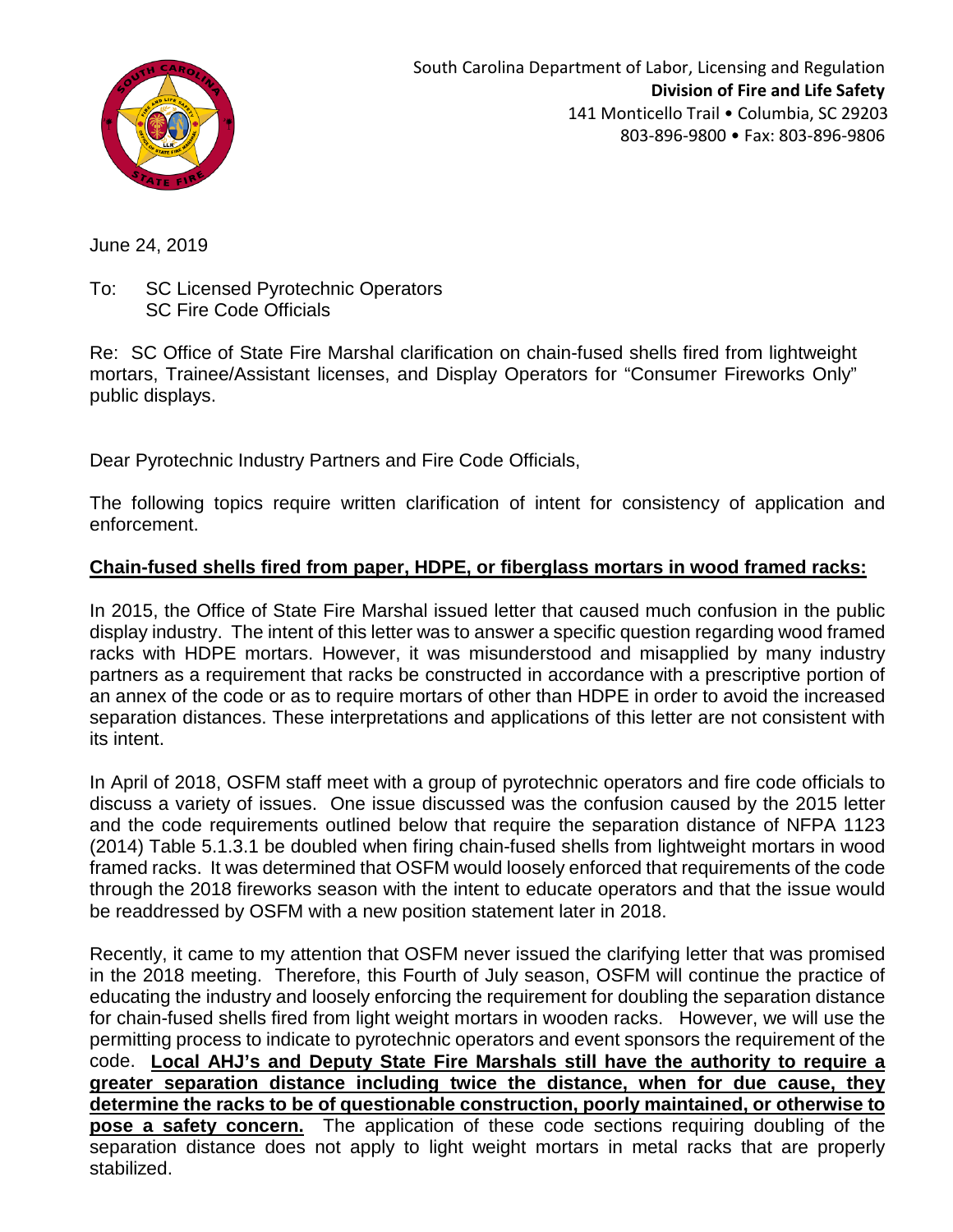South Carolina Department of Labor, Licensing and Regulation
**Division of Fire and Life Safety**
141 Monticello Trail • Columbia, SC 29203
803-896-9800 • Fax: 803-896-9806

June 24, 2019

To: SC Licensed Pyrotechnic Operators
SC Fire Code Officials

Re: SC Office of State Fire Marshal clarification on chain-fused shells fired from lightweight mortars, Trainee/Assistant licenses, and Display Operators for "Consumer Fireworks Only" public displays.

Dear Pyrotechnic Industry Partners and Fire Code Officials,

The following topics require written clarification of intent for consistency of application and enforcement.

**Chain-fused shells fired from paper, HDPE, or fiberglass mortars in wood framed racks:**

In 2015, the Office of State Fire Marshal issued letter that caused much confusion in the public display industry. The intent of this letter was to answer a specific question regarding wood framed racks with HDPE mortars. However, it was misunderstood and misapplied by many industry partners as a requirement that racks be constructed in accordance with a prescriptive portion of an annex of the code or as to require mortars of other than HDPE in order to avoid the increased separation distances. These interpretations and applications of this letter are not consistent with its intent.

In April of 2018, OSFM staff meet with a group of pyrotechnic operators and fire code officials to discuss a variety of issues. One issue discussed was the confusion caused by the 2015 letter and the code requirements outlined below that require the separation distance of NFPA 1123 (2014) Table 5.1.3.1 be doubled when firing chain-fused shells from lightweight mortars in wood framed racks. It was determined that OSFM would loosely enforced that requirements of the code through the 2018 fireworks season with the intent to educate operators and that the issue would be readdressed by OSFM with a new position statement later in 2018.

Recently, it came to my attention that OSFM never issued the clarifying letter that was promised in the 2018 meeting. Therefore, this Fourth of July season, OSFM will continue the practice of educating the industry and loosely enforcing the requirement for doubling the separation distance for chain-fused shells fired from light weight mortars in wooden racks. However, we will use the permitting process to indicate to pyrotechnic operators and event sponsors the requirement of the code. **Local AHJ's and Deputy State Fire Marshals still have the authority to require a greater separation distance including twice the distance, when for due cause, they determine the racks to be of questionable construction, poorly maintained, or otherwise to pose a safety concern.** The application of these code sections requiring doubling of the separation distance does not apply to light weight mortars in metal racks that are properly stabilized.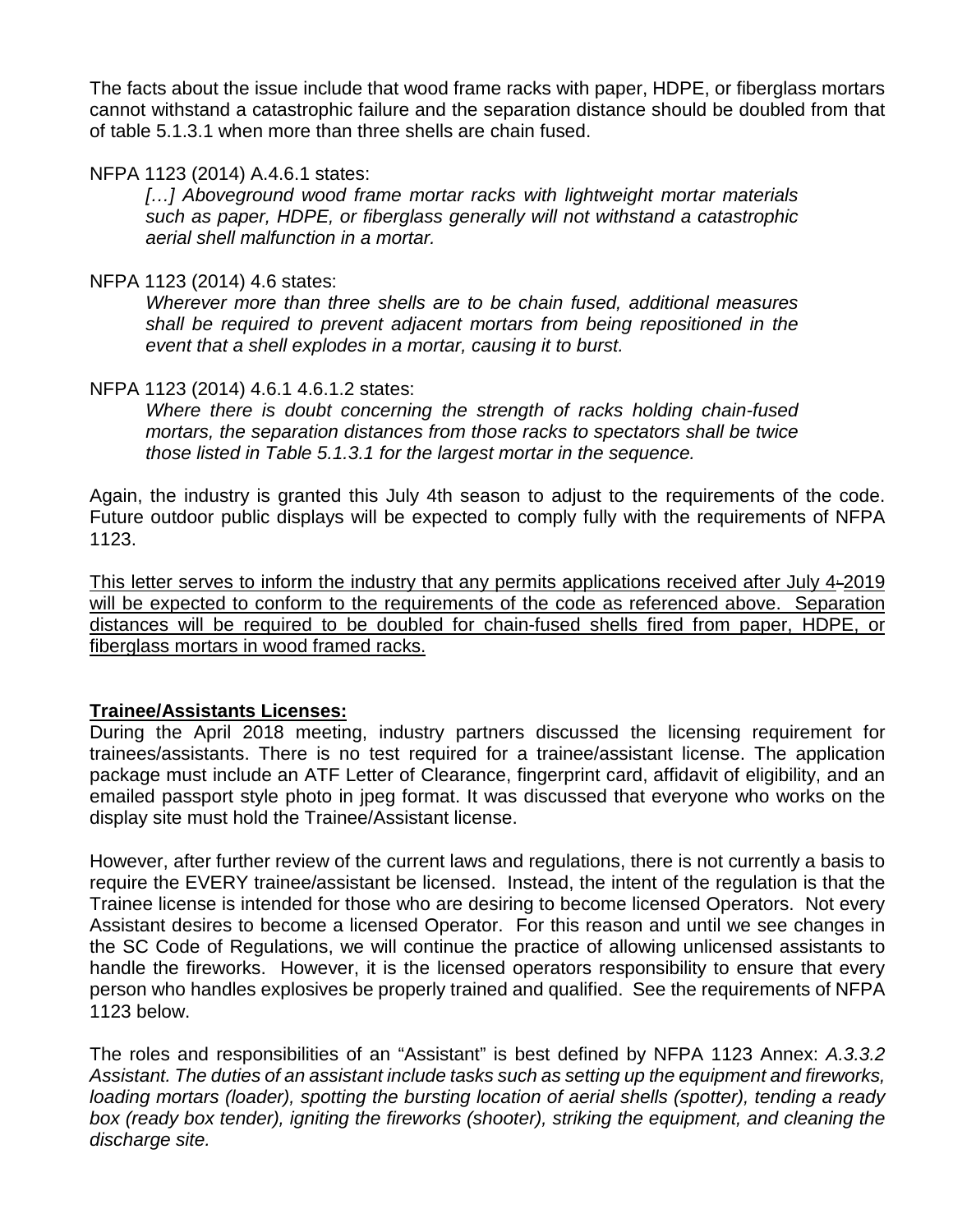The facts about the issue include that wood frame racks with paper, HDPE, or fiberglass mortars cannot withstand a catastrophic failure and the separation distance should be doubled from that of table 5.1.3.1 when more than three shells are chain fused.

NFPA 1123 (2014) A.4.6.1 states:

> *[…] Aboveground wood frame mortar racks with lightweight mortar materials such as paper, HDPE, or fiberglass generally will not withstand a catastrophic aerial shell malfunction in a mortar.*

NFPA 1123 (2014) 4.6 states:

> *Wherever more than three shells are to be chain fused, additional measures shall be required to prevent adjacent mortars from being repositioned in the event that a shell explodes in a mortar, causing it to burst.*

NFPA 1123 (2014) 4.6.1 4.6.1.2 states:

> *Where there is doubt concerning the strength of racks holding chain-fused mortars, the separation distances from those racks to spectators shall be twice those listed in Table 5.1.3.1 for the largest mortar in the sequence.*

Again, the industry is granted this July 4th season to adjust to the requirements of the code. Future outdoor public displays will be expected to comply fully with the requirements of NFPA 1123.

<u>This letter serves to inform the industry that any permits applications received after July 4 2019 will be expected to conform to the requirements of the code as referenced above. Separation distances will be required to be doubled for chain-fused shells fired from paper, HDPE, or fiberglass mortars in wood framed racks.</u>

**<u>Trainee/Assistants Licenses:</u>**

During the April 2018 meeting, industry partners discussed the licensing requirement for trainees/assistants. There is no test required for a trainee/assistant license. The application package must include an ATF Letter of Clearance, fingerprint card, affidavit of eligibility, and an emailed passport style photo in jpeg format. It was discussed that everyone who works on the display site must hold the Trainee/Assistant license.

However, after further review of the current laws and regulations, there is not currently a basis to require the EVERY trainee/assistant be licensed. Instead, the intent of the regulation is that the Trainee license is intended for those who are desiring to become licensed Operators. Not every Assistant desires to become a licensed Operator. For this reason and until we see changes in the SC Code of Regulations, we will continue the practice of allowing unlicensed assistants to handle the fireworks. However, it is the licensed operators responsibility to ensure that every person who handles explosives be properly trained and qualified. See the requirements of NFPA 1123 below.

The roles and responsibilities of an "Assistant" is best defined by NFPA 1123 Annex: *A.3.3.2 Assistant. The duties of an assistant include tasks such as setting up the equipment and fireworks, loading mortars (loader), spotting the bursting location of aerial shells (spotter), tending a ready box (ready box tender), igniting the fireworks (shooter), striking the equipment, and cleaning the discharge site.*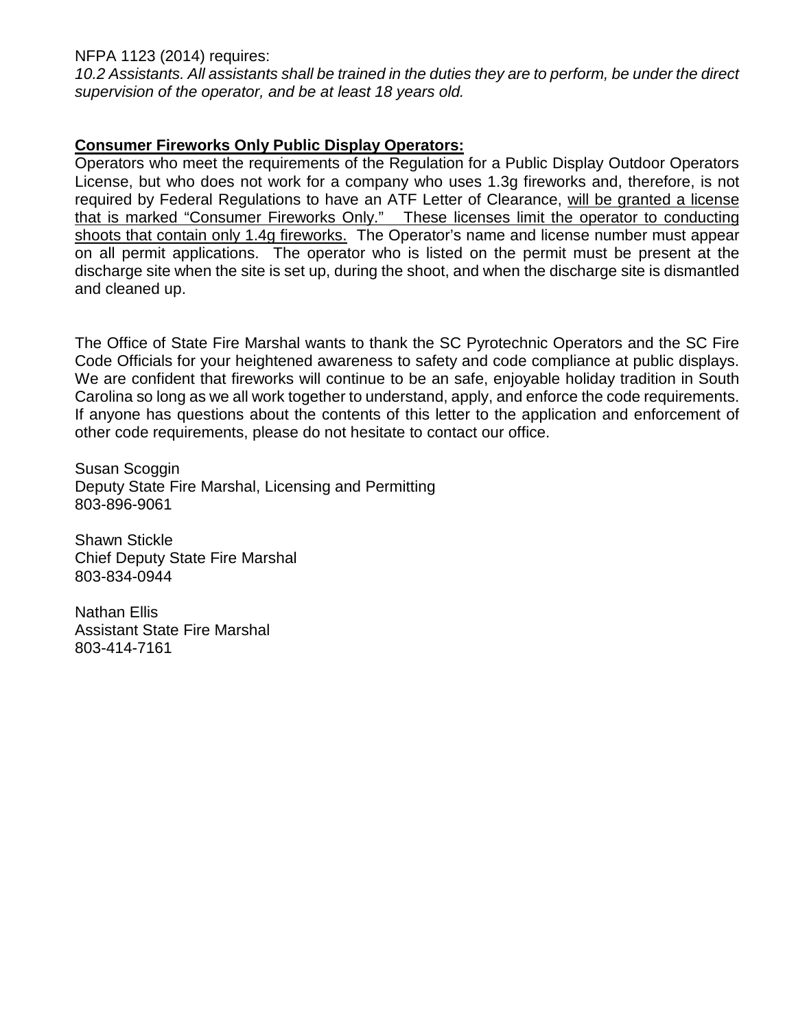NFPA 1123 (2014) requires:
*10.2 Assistants. All assistants shall be trained in the duties they are to perform, be under the direct supervision of the operator, and be at least 18 years old.*

**<u>Consumer Fireworks Only Public Display Operators:</u>**
Operators who meet the requirements of the Regulation for a Public Display Outdoor Operators License, but who does not work for a company who uses 1.3g fireworks and, therefore, is not required by Federal Regulations to have an ATF Letter of Clearance, <u>will be granted a license that is marked "Consumer Fireworks Only." These licenses limit the operator to conducting shoots that contain only 1.4g fireworks.</u> The Operator's name and license number must appear on all permit applications. The operator who is listed on the permit must be present at the discharge site when the site is set up, during the shoot, and when the discharge site is dismantled and cleaned up.

The Office of State Fire Marshal wants to thank the SC Pyrotechnic Operators and the SC Fire Code Officials for your heightened awareness to safety and code compliance at public displays. We are confident that fireworks will continue to be an safe, enjoyable holiday tradition in South Carolina so long as we all work together to understand, apply, and enforce the code requirements. If anyone has questions about the contents of this letter to the application and enforcement of other code requirements, please do not hesitate to contact our office.

Susan Scoggin
Deputy State Fire Marshal, Licensing and Permitting
803-896-9061

Shawn Stickle
Chief Deputy State Fire Marshal
803-834-0944

Nathan Ellis
Assistant State Fire Marshal
803-414-7161